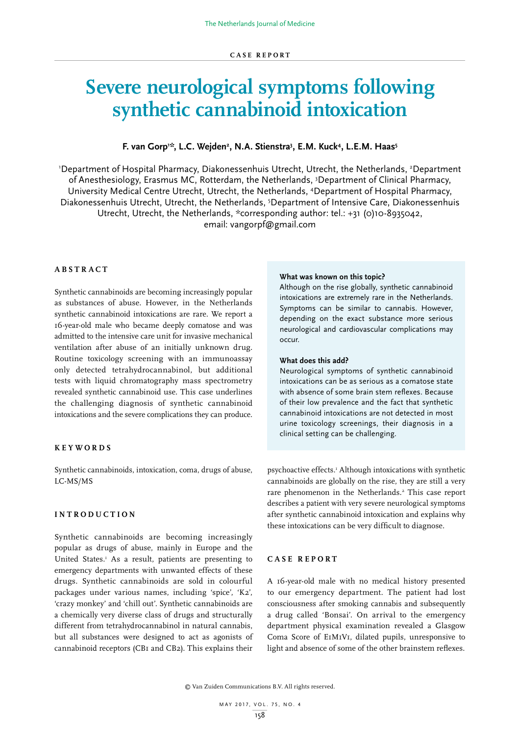CASE REPORT

# Severe neurological symptoms following synthetic cannabinoid intoxication

**F. van Gorp[1]*, L.C. Wejden[2], N.A. Stienstra[3], E.M. Kuck[4], L.E.M. Haas[5]**

[1]Department of Hospital Pharmacy, Diakonessenhuis Utrecht, Utrecht, the Netherlands, [2]Department of Anesthesiology, Erasmus MC, Rotterdam, the Netherlands, [3]Department of Clinical Pharmacy, University Medical Centre Utrecht, Utrecht, the Netherlands, [4]Department of Hospital Pharmacy, Diakonessenhuis Utrecht, Utrecht, the Netherlands, [5]Department of Intensive Care, Diakonessenhuis Utrecht, Utrecht, the Netherlands, *corresponding author: tel.: +31 (0)10-8935042, email: vangorpf@gmail.com

## ABSTRACT

Synthetic cannabinoids are becoming increasingly popular as substances of abuse. However, in the Netherlands synthetic cannabinoid intoxications are rare. We report a 16-year-old male who became deeply comatose and was admitted to the intensive care unit for invasive mechanical ventilation after abuse of an initially unknown drug. Routine toxicology screening with an immunoassay only detected tetrahydrocannabinol, but additional tests with liquid chromatography mass spectrometry revealed synthetic cannabinoid use. This case underlines the challenging diagnosis of synthetic cannabinoid intoxications and the severe complications they can produce.

## KEYWORDS

Synthetic cannabinoids, intoxication, coma, drugs of abuse, LC-MS/MS

**What was known on this topic?**
Although on the rise globally, synthetic cannabinoid intoxications are extremely rare in the Netherlands. Symptoms can be similar to cannabis. However, depending on the exact substance more serious neurological and cardiovascular complications may occur.

**What does this add?**
Neurological symptoms of synthetic cannabinoid intoxications can be as serious as a comatose state with absence of some brain stem reflexes. Because of their low prevalence and the fact that synthetic cannabinoid intoxications are not detected in most urine toxicology screenings, their diagnosis in a clinical setting can be challenging.

## INTRODUCTION

Synthetic cannabinoids are becoming increasingly popular as drugs of abuse, mainly in Europe and the United States.[1] As a result, patients are presenting to emergency departments with unwanted effects of these drugs. Synthetic cannabinoids are sold in colourful packages under various names, including 'spice', 'K2', 'crazy monkey' and 'chill out'. Synthetic cannabinoids are a chemically very diverse class of drugs and structurally different from tetrahydrocannabinol in natural cannabis, but all substances were designed to act as agonists of cannabinoid receptors (CB1 and CB2). This explains their psychoactive effects.[1] Although intoxications with synthetic cannabinoids are globally on the rise, they are still a very rare phenomenon in the Netherlands.[2] This case report describes a patient with very severe neurological symptoms after synthetic cannabinoid intoxication and explains why these intoxications can be very difficult to diagnose.

## CASE REPORT

A 16-year-old male with no medical history presented to our emergency department. The patient had lost consciousness after smoking cannabis and subsequently a drug called 'Bonsai'. On arrival to the emergency department physical examination revealed a Glasgow Coma Score of E1M1V1, dilated pupils, unresponsive to light and absence of some of the other brainstem reflexes.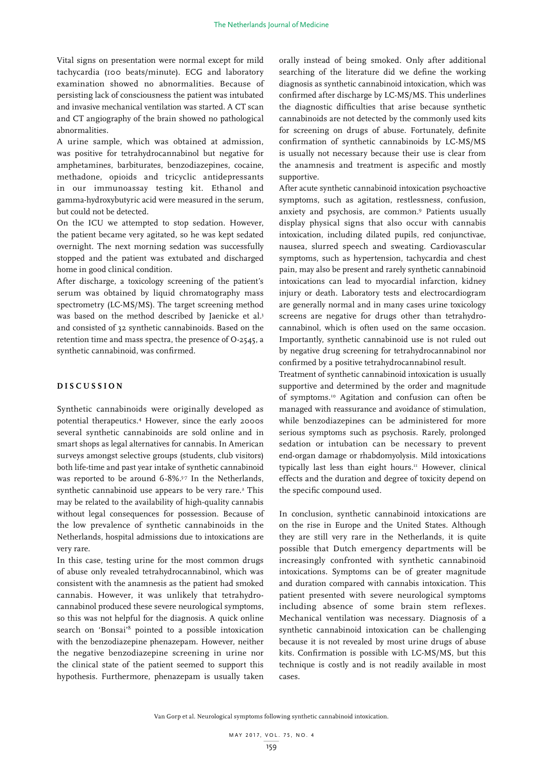Vital signs on presentation were normal except for mild tachycardia (100 beats/minute). ECG and laboratory examination showed no abnormalities. Because of persisting lack of consciousness the patient was intubated and invasive mechanical ventilation was started. A CT scan and CT angiography of the brain showed no pathological abnormalities.

A urine sample, which was obtained at admission, was positive for tetrahydrocannabinol but negative for amphetamines, barbiturates, benzodiazepines, cocaine, methadone, opioids and tricyclic antidepressants in our immunoassay testing kit. Ethanol and gamma-hydroxybutyric acid were measured in the serum, but could not be detected.

On the ICU we attempted to stop sedation. However, the patient became very agitated, so he was kept sedated overnight. The next morning sedation was successfully stopped and the patient was extubated and discharged home in good clinical condition.

After discharge, a toxicology screening of the patient's serum was obtained by liquid chromatography mass spectrometry (LC-MS/MS). The target screening method was based on the method described by Jaenicke et al.[3] and consisted of 32 synthetic cannabinoids. Based on the retention time and mass spectra, the presence of O-2545, a synthetic cannabinoid, was confirmed.

## DISCUSSION

Synthetic cannabinoids were originally developed as potential therapeutics.[4] However, since the early 2000s several synthetic cannabinoids are sold online and in smart shops as legal alternatives for cannabis. In American surveys amongst selective groups (students, club visitors) both life-time and past year intake of synthetic cannabinoid was reported to be around 6-8%.[5-7] In the Netherlands, synthetic cannabinoid use appears to be very rare.[2] This may be related to the availability of high-quality cannabis without legal consequences for possession. Because of the low prevalence of synthetic cannabinoids in the Netherlands, hospital admissions due to intoxications are very rare.

In this case, testing urine for the most common drugs of abuse only revealed tetrahydrocannabinol, which was consistent with the anamnesis as the patient had smoked cannabis. However, it was unlikely that tetrahydrocannabinol produced these severe neurological symptoms, so this was not helpful for the diagnosis. A quick online search on 'Bonsai'[8] pointed to a possible intoxication with the benzodiazepine phenazepam. However, neither the negative benzodiazepine screening in urine nor the clinical state of the patient seemed to support this hypothesis. Furthermore, phenazepam is usually taken orally instead of being smoked. Only after additional searching of the literature did we define the working diagnosis as synthetic cannabinoid intoxication, which was confirmed after discharge by LC-MS/MS. This underlines the diagnostic difficulties that arise because synthetic cannabinoids are not detected by the commonly used kits for screening on drugs of abuse. Fortunately, definite confirmation of synthetic cannabinoids by LC-MS/MS is usually not necessary because their use is clear from the anamnesis and treatment is aspecific and mostly supportive.

After acute synthetic cannabinoid intoxication psychoactive symptoms, such as agitation, restlessness, confusion, anxiety and psychosis, are common.[9] Patients usually display physical signs that also occur with cannabis intoxication, including dilated pupils, red conjunctivae, nausea, slurred speech and sweating. Cardiovascular symptoms, such as hypertension, tachycardia and chest pain, may also be present and rarely synthetic cannabinoid intoxications can lead to myocardial infarction, kidney injury or death. Laboratory tests and electrocardiogram are generally normal and in many cases urine toxicology screens are negative for drugs other than tetrahydrocannabinol, which is often used on the same occasion. Importantly, synthetic cannabinoid use is not ruled out by negative drug screening for tetrahydrocannabinol nor confirmed by a positive tetrahydrocannabinol result.

Treatment of synthetic cannabinoid intoxication is usually supportive and determined by the order and magnitude of symptoms.[10] Agitation and confusion can often be managed with reassurance and avoidance of stimulation, while benzodiazepines can be administered for more serious symptoms such as psychosis. Rarely, prolonged sedation or intubation can be necessary to prevent end-organ damage or rhabdomyolysis. Mild intoxications typically last less than eight hours.[11] However, clinical effects and the duration and degree of toxicity depend on the specific compound used.

In conclusion, synthetic cannabinoid intoxications are on the rise in Europe and the United States. Although they are still very rare in the Netherlands, it is quite possible that Dutch emergency departments will be increasingly confronted with synthetic cannabinoid intoxications. Symptoms can be of greater magnitude and duration compared with cannabis intoxication. This patient presented with severe neurological symptoms including absence of some brain stem reflexes. Mechanical ventilation was necessary. Diagnosis of a synthetic cannabinoid intoxication can be challenging because it is not revealed by most urine drugs of abuse kits. Confirmation is possible with LC-MS/MS, but this technique is costly and is not readily available in most cases.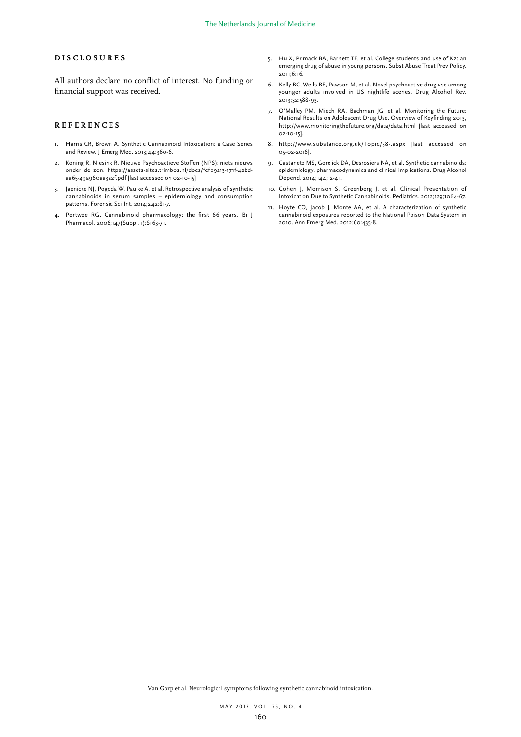## DISCLOSURES

All authors declare no conflict of interest. No funding or financial support was received.

## REFERENCES

1. Harris CR, Brown A. Synthetic Cannabinoid Intoxication: a Case Series and Review. J Emerg Med. 2013;44:360-6.
2. Koning R, Niesink R. Nieuwe Psychoactieve Stoffen (NPS): niets nieuws onder de zon. https://assets-sites.trimbos.nl/docs/fcfb9213-171f-42bd-aa65-49a960aa3a2f.pdf [last accessed on 02-10-15]
3. Jaenicke NJ, Pogoda W, Paulke A, et al. Retrospective analysis of synthetic cannabinoids in serum samples – epidemiology and consumption patterns. Forensic Sci Int. 2014;242:81-7.
4. Pertwee RG. Cannabinoid pharmacology: the first 66 years. Br J Pharmacol. 2006;147(Suppl. 1):S163-71.
5. Hu X, Primack BA, Barnett TE, et al. College students and use of K2: an emerging drug of abuse in young persons. Subst Abuse Treat Prev Policy. 2011;6:16.
6. Kelly BC, Wells BE, Pawson M, et al. Novel psychoactive drug use among younger adults involved in US nightlife scenes. Drug Alcohol Rev. 2013;32:588-93.
7. O'Malley PM, Miech RA, Bachman JG, et al. Monitoring the Future: National Results on Adolescent Drug Use. Overview of Keyfinding 2013, http://www.monitoringthefuture.org/data/data.html [last accessed on 02-10-15].
8. http://www.substance.org.uk/Topic/38-.aspx [last accessed on 05-02-2016].
9. Castaneto MS, Gorelick DA, Desrosiers NA, et al. Synthetic cannabinoids: epidemiology, pharmacodynamics and clinical implications. Drug Alcohol Depend. 2014;144;12-41.
10. Cohen J, Morrison S, Greenberg J, et al. Clinical Presentation of Intoxication Due to Synthetic Cannabinoids. Pediatrics. 2012;129;1064-67.
11. Hoyte CO, Jacob J, Monte AA, et al. A characterization of synthetic cannabinoid exposures reported to the National Poison Data System in 2010. Ann Emerg Med. 2012;60:435-8.